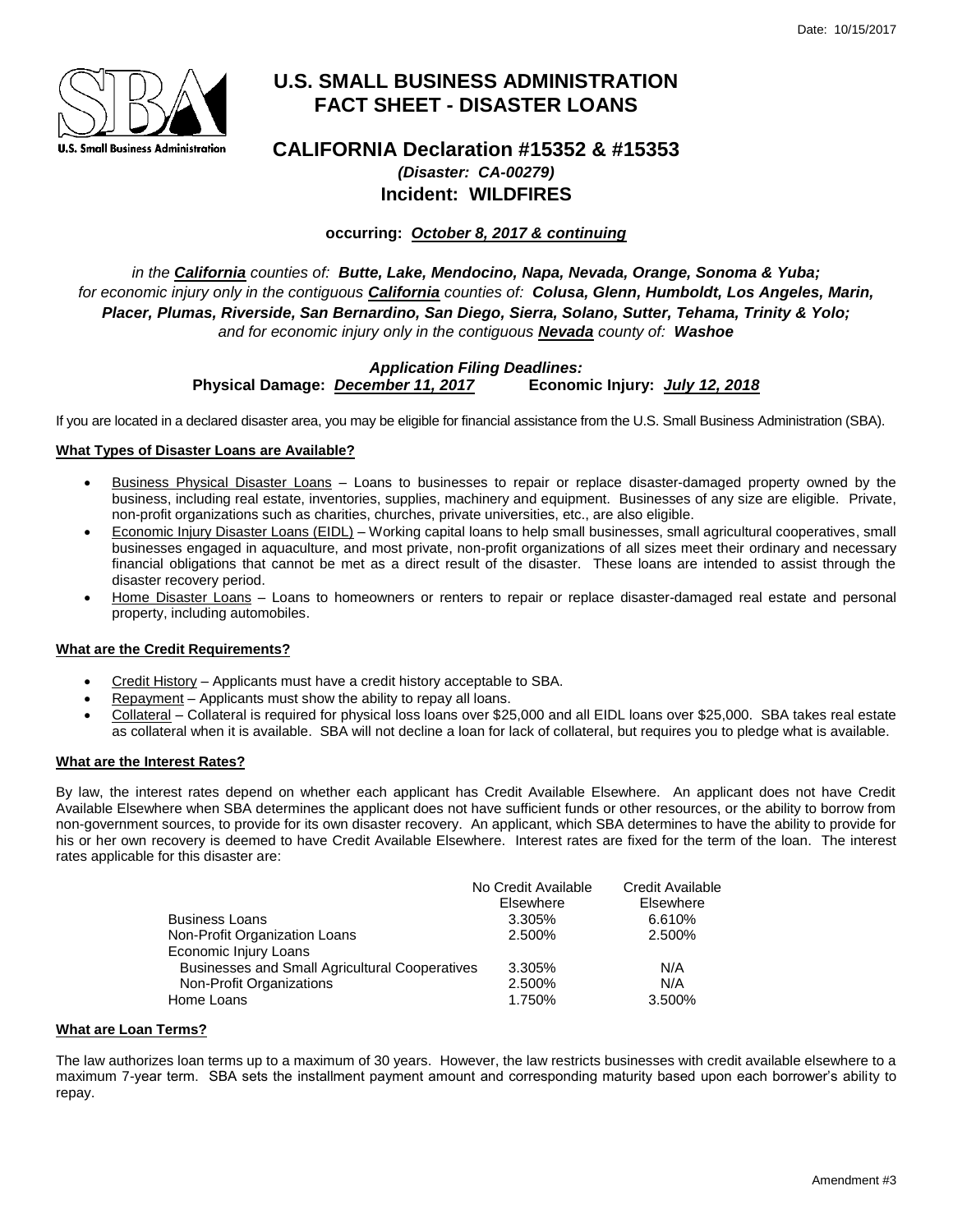Date: 10/15/2017

# U.S. SMALL BUSINESS ADMINISTRATION FACT SHEET - DISASTER LOANS

## CALIFORNIA Declaration #15352 & #15353

***(Disaster: CA-00279)***

**Incident: WILDFIRES**

**occurring: *October 8, 2017 & continuing***

*in the **California** counties of: **Butte, Lake, Mendocino, Napa, Nevada, Orange, Sonoma & Yuba;***
*for economic injury only in the contiguous **California** counties of: **Colusa, Glenn, Humboldt, Los Angeles, Marin, Placer, Plumas, Riverside, San Bernardino, San Diego, Sierra, Solano, Sutter, Tehama, Trinity & Yolo;***
*and for economic injury only in the contiguous **Nevada** county of: **Washoe***

***Application Filing Deadlines:***
**Physical Damage: *December 11, 2017*** **Economic Injury: *July 12, 2018***

If you are located in a declared disaster area, you may be eligible for financial assistance from the U.S. Small Business Administration (SBA).

### What Types of Disaster Loans are Available?

- Business Physical Disaster Loans – Loans to businesses to repair or replace disaster-damaged property owned by the business, including real estate, inventories, supplies, machinery and equipment. Businesses of any size are eligible. Private, non-profit organizations such as charities, churches, private universities, etc., are also eligible.
- Economic Injury Disaster Loans (EIDL) – Working capital loans to help small businesses, small agricultural cooperatives, small businesses engaged in aquaculture, and most private, non-profit organizations of all sizes meet their ordinary and necessary financial obligations that cannot be met as a direct result of the disaster. These loans are intended to assist through the disaster recovery period.
- Home Disaster Loans – Loans to homeowners or renters to repair or replace disaster-damaged real estate and personal property, including automobiles.

### What are the Credit Requirements?

- Credit History – Applicants must have a credit history acceptable to SBA.
- Repayment – Applicants must show the ability to repay all loans.
- Collateral – Collateral is required for physical loss loans over $25,000 and all EIDL loans over $25,000. SBA takes real estate as collateral when it is available. SBA will not decline a loan for lack of collateral, but requires you to pledge what is available.

### What are the Interest Rates?

By law, the interest rates depend on whether each applicant has Credit Available Elsewhere. An applicant does not have Credit Available Elsewhere when SBA determines the applicant does not have sufficient funds or other resources, or the ability to borrow from non-government sources, to provide for its own disaster recovery. An applicant, which SBA determines to have the ability to provide for his or her own recovery is deemed to have Credit Available Elsewhere. Interest rates are fixed for the term of the loan. The interest rates applicable for this disaster are:

| | No Credit Available Elsewhere | Credit Available Elsewhere |
|---|---|---|
| Business Loans | 3.305% | 6.610% |
| Non-Profit Organization Loans | 2.500% | 2.500% |
| Economic Injury Loans | | |
| Businesses and Small Agricultural Cooperatives | 3.305% | N/A |
| Non-Profit Organizations | 2.500% | N/A |
| Home Loans | 1.750% | 3.500% |

### What are Loan Terms?

The law authorizes loan terms up to a maximum of 30 years. However, the law restricts businesses with credit available elsewhere to a maximum 7-year term. SBA sets the installment payment amount and corresponding maturity based upon each borrower's ability to repay.

Amendment #3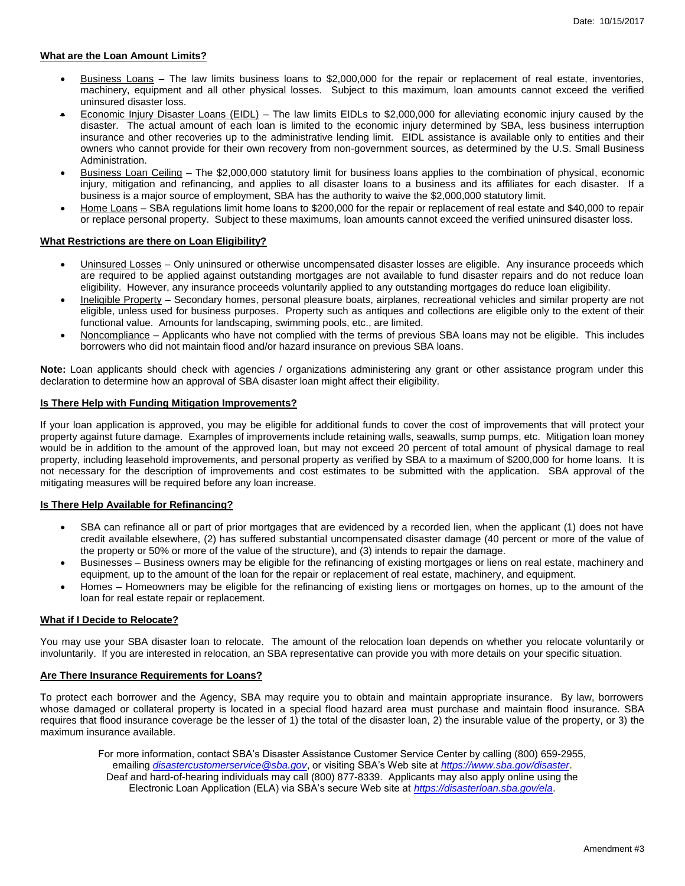Date: 10/15/2017

## What are the Loan Amount Limits?

- Business Loans – The law limits business loans to $2,000,000 for the repair or replacement of real estate, inventories, machinery, equipment and all other physical losses. Subject to this maximum, loan amounts cannot exceed the verified uninsured disaster loss.
- Economic Injury Disaster Loans (EIDL) – The law limits EIDLs to $2,000,000 for alleviating economic injury caused by the disaster. The actual amount of each loan is limited to the economic injury determined by SBA, less business interruption insurance and other recoveries up to the administrative lending limit. EIDL assistance is available only to entities and their owners who cannot provide for their own recovery from non-government sources, as determined by the U.S. Small Business Administration.
- Business Loan Ceiling – The $2,000,000 statutory limit for business loans applies to the combination of physical, economic injury, mitigation and refinancing, and applies to all disaster loans to a business and its affiliates for each disaster. If a business is a major source of employment, SBA has the authority to waive the $2,000,000 statutory limit.
- Home Loans – SBA regulations limit home loans to $200,000 for the repair or replacement of real estate and $40,000 to repair or replace personal property. Subject to these maximums, loan amounts cannot exceed the verified uninsured disaster loss.

## What Restrictions are there on Loan Eligibility?

- Uninsured Losses – Only uninsured or otherwise uncompensated disaster losses are eligible. Any insurance proceeds which are required to be applied against outstanding mortgages are not available to fund disaster repairs and do not reduce loan eligibility. However, any insurance proceeds voluntarily applied to any outstanding mortgages do reduce loan eligibility.
- Ineligible Property – Secondary homes, personal pleasure boats, airplanes, recreational vehicles and similar property are not eligible, unless used for business purposes. Property such as antiques and collections are eligible only to the extent of their functional value. Amounts for landscaping, swimming pools, etc., are limited.
- Noncompliance – Applicants who have not complied with the terms of previous SBA loans may not be eligible. This includes borrowers who did not maintain flood and/or hazard insurance on previous SBA loans.

**Note:** Loan applicants should check with agencies / organizations administering any grant or other assistance program under this declaration to determine how an approval of SBA disaster loan might affect their eligibility.

## Is There Help with Funding Mitigation Improvements?

If your loan application is approved, you may be eligible for additional funds to cover the cost of improvements that will protect your property against future damage. Examples of improvements include retaining walls, seawalls, sump pumps, etc. Mitigation loan money would be in addition to the amount of the approved loan, but may not exceed 20 percent of total amount of physical damage to real property, including leasehold improvements, and personal property as verified by SBA to a maximum of $200,000 for home loans. It is not necessary for the description of improvements and cost estimates to be submitted with the application. SBA approval of the mitigating measures will be required before any loan increase.

## Is There Help Available for Refinancing?

- SBA can refinance all or part of prior mortgages that are evidenced by a recorded lien, when the applicant (1) does not have credit available elsewhere, (2) has suffered substantial uncompensated disaster damage (40 percent or more of the value of the property or 50% or more of the value of the structure), and (3) intends to repair the damage.
- Businesses – Business owners may be eligible for the refinancing of existing mortgages or liens on real estate, machinery and equipment, up to the amount of the loan for the repair or replacement of real estate, machinery, and equipment.
- Homes – Homeowners may be eligible for the refinancing of existing liens or mortgages on homes, up to the amount of the loan for real estate repair or replacement.

## What if I Decide to Relocate?

You may use your SBA disaster loan to relocate. The amount of the relocation loan depends on whether you relocate voluntarily or involuntarily. If you are interested in relocation, an SBA representative can provide you with more details on your specific situation.

## Are There Insurance Requirements for Loans?

To protect each borrower and the Agency, SBA may require you to obtain and maintain appropriate insurance. By law, borrowers whose damaged or collateral property is located in a special flood hazard area must purchase and maintain flood insurance. SBA requires that flood insurance coverage be the lesser of 1) the total of the disaster loan, 2) the insurable value of the property, or 3) the maximum insurance available.

For more information, contact SBA's Disaster Assistance Customer Service Center by calling (800) 659-2955, emailing *disastercustomerservice@sba.gov*, or visiting SBA's Web site at *https://www.sba.gov/disaster*. Deaf and hard-of-hearing individuals may call (800) 877-8339. Applicants may also apply online using the Electronic Loan Application (ELA) via SBA's secure Web site at *https://disasterloan.sba.gov/ela*.

Amendment #3